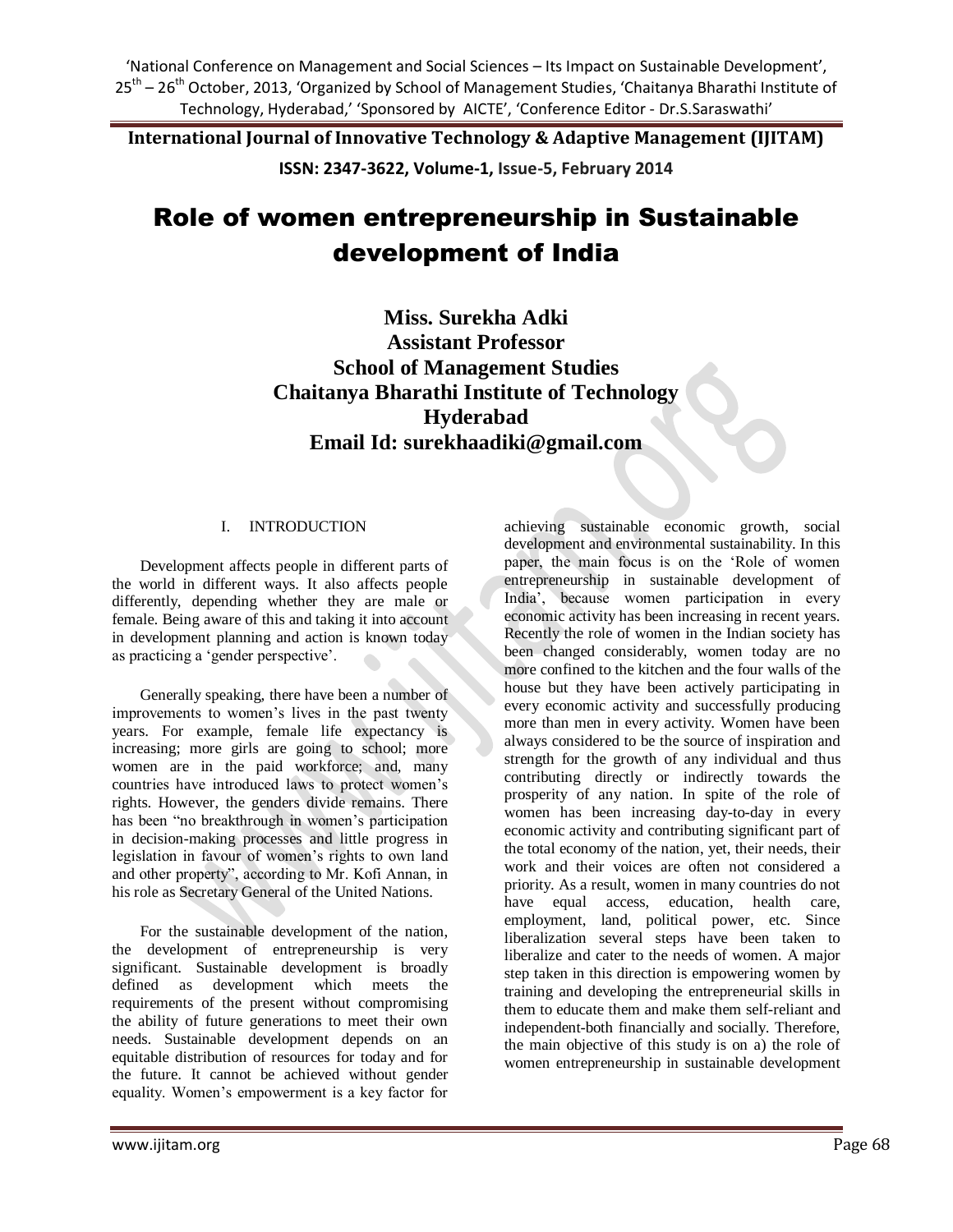# Role of women entrepreneurship in Sustainable development of India

**Miss. Surekha Adki**
**Assistant Professor**
**School of Management Studies**
**Chaitanya Bharathi Institute of Technology**
**Hyderabad**
**Email Id: surekhaadiki@gmail.com**

## I. INTRODUCTION

Development affects people in different parts of the world in different ways. It also affects people differently, depending whether they are male or female. Being aware of this and taking it into account in development planning and action is known today as practicing a 'gender perspective'.

Generally speaking, there have been a number of improvements to women's lives in the past twenty years. For example, female life expectancy is increasing; more girls are going to school; more women are in the paid workforce; and, many countries have introduced laws to protect women's rights. However, the genders divide remains. There has been "no breakthrough in women's participation in decision-making processes and little progress in legislation in favour of women's rights to own land and other property", according to Mr. Kofi Annan, in his role as Secretary General of the United Nations.

For the sustainable development of the nation, the development of entrepreneurship is very significant. Sustainable development is broadly defined as development which meets the requirements of the present without compromising the ability of future generations to meet their own needs. Sustainable development depends on an equitable distribution of resources for today and for the future. It cannot be achieved without gender equality. Women's empowerment is a key factor for achieving sustainable economic growth, social development and environmental sustainability. In this paper, the main focus is on the 'Role of women entrepreneurship in sustainable development of India', because women participation in every economic activity has been increasing in recent years. Recently the role of women in the Indian society has been changed considerably, women today are no more confined to the kitchen and the four walls of the house but they have been actively participating in every economic activity and successfully producing more than men in every activity. Women have been always considered to be the source of inspiration and strength for the growth of any individual and thus contributing directly or indirectly towards the prosperity of any nation. In spite of the role of women has been increasing day-to-day in every economic activity and contributing significant part of the total economy of the nation, yet, their needs, their work and their voices are often not considered a priority. As a result, women in many countries do not have equal access, education, health care, employment, land, political power, etc. Since liberalization several steps have been taken to liberalize and cater to the needs of women. A major step taken in this direction is empowering women by training and developing the entrepreneurial skills in them to educate them and make them self-reliant and independent-both financially and socially. Therefore, the main objective of this study is on a) the role of women entrepreneurship in sustainable development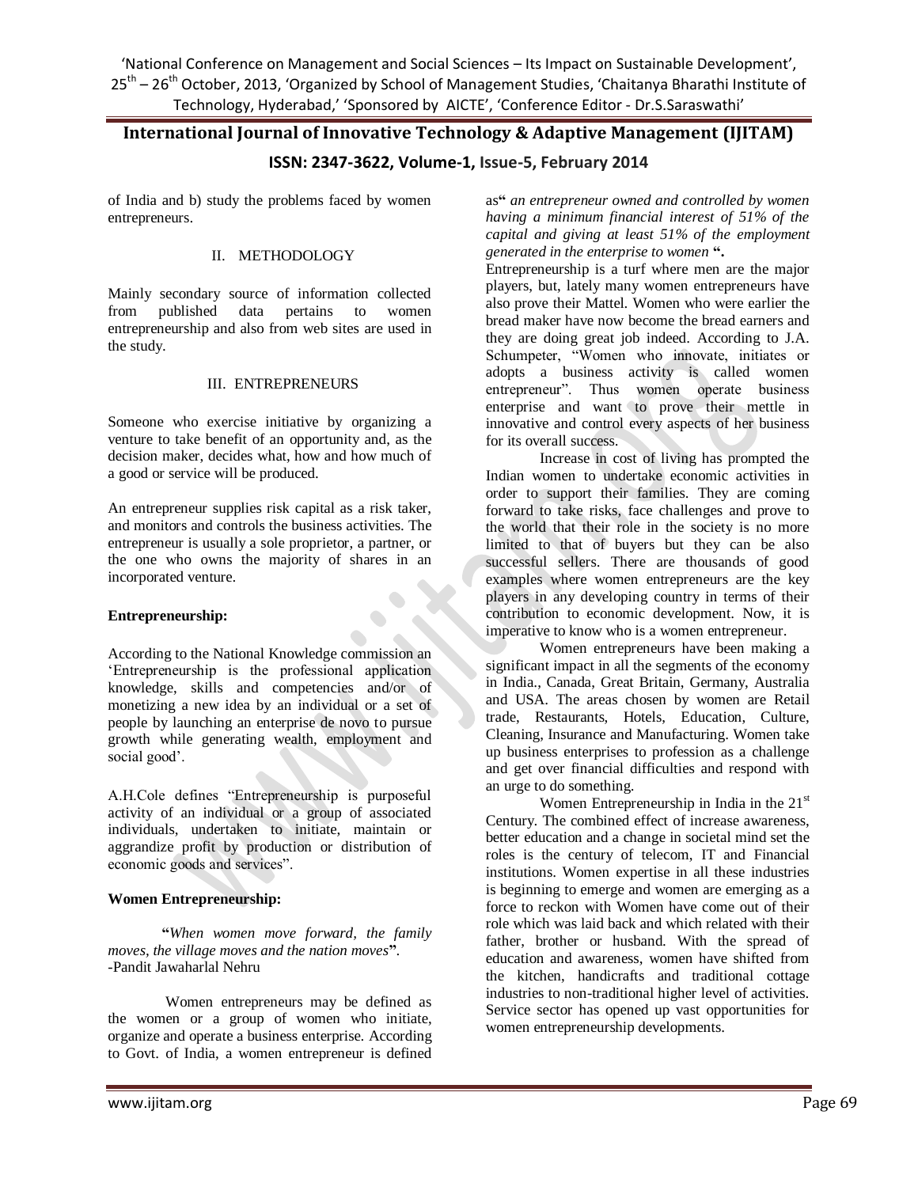of India and b) study the problems faced by women entrepreneurs.

## II. METHODOLOGY

Mainly secondary source of information collected from published data pertains to women entrepreneurship and also from web sites are used in the study.

## III. ENTREPRENEURS

Someone who exercise initiative by organizing a venture to take benefit of an opportunity and, as the decision maker, decides what, how and how much of a good or service will be produced.

An entrepreneur supplies risk capital as a risk taker, and monitors and controls the business activities. The entrepreneur is usually a sole proprietor, a partner, or the one who owns the majority of shares in an incorporated venture.

**Entrepreneurship:**

According to the National Knowledge commission an 'Entrepreneurship is the professional application knowledge, skills and competencies and/or of monetizing a new idea by an individual or a set of people by launching an enterprise de novo to pursue growth while generating wealth, employment and social good'.

A.H.Cole defines "Entrepreneurship is purposeful activity of an individual or a group of associated individuals, undertaken to initiate, maintain or aggrandize profit by production or distribution of economic goods and services".

**Women Entrepreneurship:**

**"***When women move forward, the family moves, the village moves and the nation moves***"**.
-Pandit Jawaharlal Nehru

Women entrepreneurs may be defined as the women or a group of women who initiate, organize and operate a business enterprise. According to Govt. of India, a women entrepreneur is defined as**"** *an entrepreneur owned and controlled by women having a minimum financial interest of 51% of the capital and giving at least 51% of the employment generated in the enterprise to women* **".**

Entrepreneurship is a turf where men are the major players, but, lately many women entrepreneurs have also prove their Mattel. Women who were earlier the bread maker have now become the bread earners and they are doing great job indeed. According to J.A. Schumpeter, "Women who innovate, initiates or adopts a business activity is called women entrepreneur". Thus women operate business enterprise and want to prove their mettle in innovative and control every aspects of her business for its overall success.

Increase in cost of living has prompted the Indian women to undertake economic activities in order to support their families. They are coming forward to take risks, face challenges and prove to the world that their role in the society is no more limited to that of buyers but they can be also successful sellers. There are thousands of good examples where women entrepreneurs are the key players in any developing country in terms of their contribution to economic development. Now, it is imperative to know who is a women entrepreneur.

Women entrepreneurs have been making a significant impact in all the segments of the economy in India., Canada, Great Britain, Germany, Australia and USA. The areas chosen by women are Retail trade, Restaurants, Hotels, Education, Culture, Cleaning, Insurance and Manufacturing. Women take up business enterprises to profession as a challenge and get over financial difficulties and respond with an urge to do something.

Women Entrepreneurship in India in the 21st Century. The combined effect of increase awareness, better education and a change in societal mind set the roles is the century of telecom, IT and Financial institutions. Women expertise in all these industries is beginning to emerge and women are emerging as a force to reckon with Women have come out of their role which was laid back and which related with their father, brother or husband. With the spread of education and awareness, women have shifted from the kitchen, handicrafts and traditional cottage industries to non-traditional higher level of activities. Service sector has opened up vast opportunities for women entrepreneurship developments.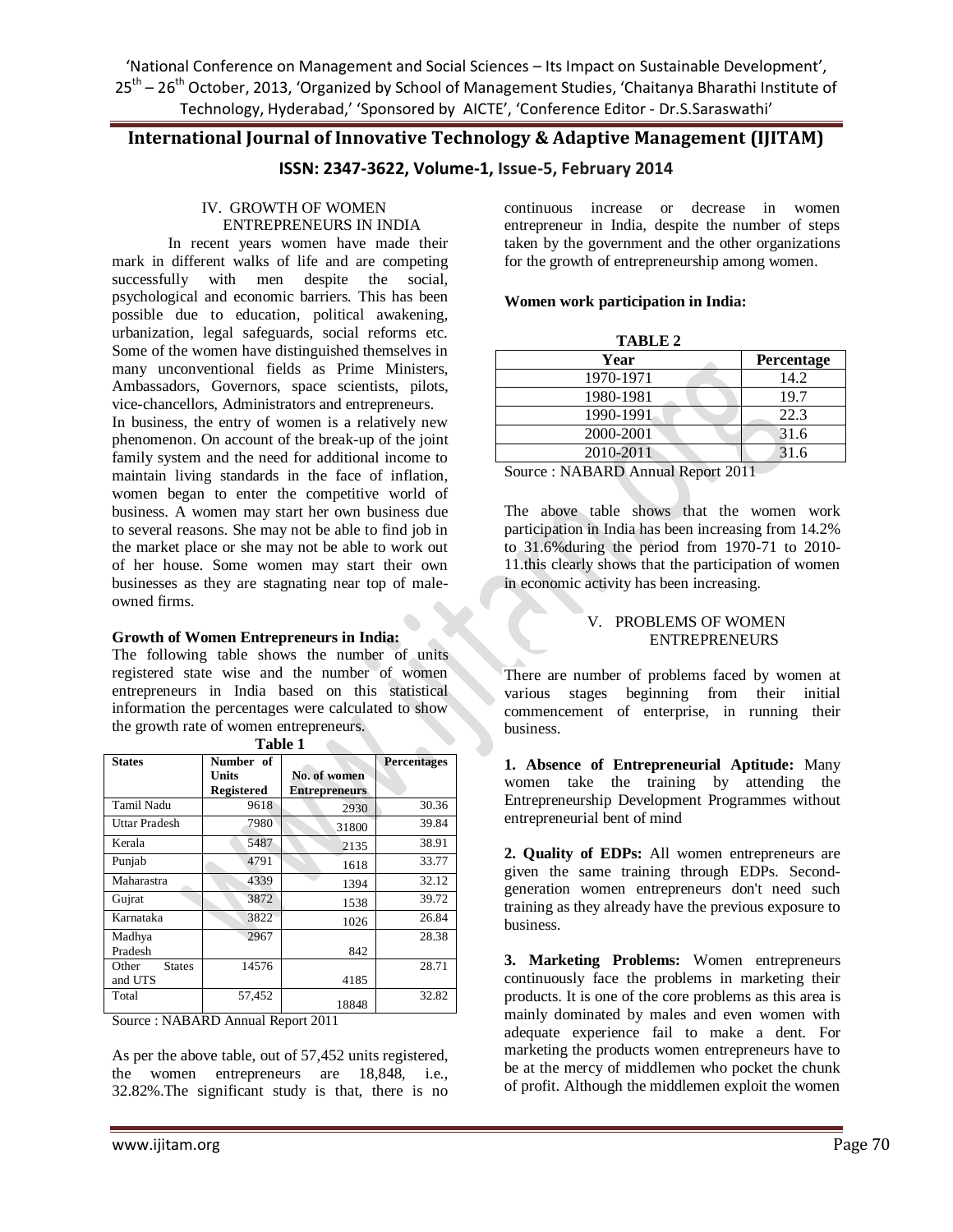## IV. GROWTH OF WOMEN ENTREPRENEURS IN INDIA

In recent years women have made their mark in different walks of life and are competing successfully with men despite the social, psychological and economic barriers. This has been possible due to education, political awakening, urbanization, legal safeguards, social reforms etc. Some of the women have distinguished themselves in many unconventional fields as Prime Ministers, Ambassadors, Governors, space scientists, pilots, vice-chancellors, Administrators and entrepreneurs.

In business, the entry of women is a relatively new phenomenon. On account of the break-up of the joint family system and the need for additional income to maintain living standards in the face of inflation, women began to enter the competitive world of business. A women may start her own business due to several reasons. She may not be able to find job in the market place or she may not be able to work out of her house. Some women may start their own businesses as they are stagnating near top of male-owned firms.

**Growth of Women Entrepreneurs in India:**

The following table shows the number of units registered state wise and the number of women entrepreneurs in India based on this statistical information the percentages were calculated to show the growth rate of women entrepreneurs.

**Table 1**

| States | Number of Units Registered | No. of women Entrepreneurs | Percentages |
|---|---|---|---|
| Tamil Nadu | 9618 | 2930 | 30.36 |
| Uttar Pradesh | 7980 | 31800 | 39.84 |
| Kerala | 5487 | 2135 | 38.91 |
| Punjab | 4791 | 1618 | 33.77 |
| Maharastra | 4339 | 1394 | 32.12 |
| Gujrat | 3872 | 1538 | 39.72 |
| Karnataka | 3822 | 1026 | 26.84 |
| Madhya Pradesh | 2967 | 842 | 28.38 |
| Other States and UTS | 14576 | 4185 | 28.71 |
| Total | 57,452 | 18848 | 32.82 |

Source : NABARD Annual Report 2011

As per the above table, out of 57,452 units registered, the women entrepreneurs are 18,848, i.e., 32.82%.The significant study is that, there is no continuous increase or decrease in women entrepreneur in India, despite the number of steps taken by the government and the other organizations for the growth of entrepreneurship among women.

**Women work participation in India:**

**TABLE 2**

| Year | Percentage |
|---|---|
| 1970-1971 | 14.2 |
| 1980-1981 | 19.7 |
| 1990-1991 | 22.3 |
| 2000-2001 | 31.6 |
| 2010-2011 | 31.6 |

Source : NABARD Annual Report 2011

The above table shows that the women work participation in India has been increasing from 14.2% to 31.6%during the period from 1970-71 to 2010-11.this clearly shows that the participation of women in economic activity has been increasing.

## V. PROBLEMS OF WOMEN ENTREPRENEURS

There are number of problems faced by women at various stages beginning from their initial commencement of enterprise, in running their business.

**1. Absence of Entrepreneurial Aptitude:** Many women take the training by attending the Entrepreneurship Development Programmes without entrepreneurial bent of mind

**2. Quality of EDPs:** All women entrepreneurs are given the same training through EDPs. Second-generation women entrepreneurs don't need such training as they already have the previous exposure to business.

**3. Marketing Problems:** Women entrepreneurs continuously face the problems in marketing their products. It is one of the core problems as this area is mainly dominated by males and even women with adequate experience fail to make a dent. For marketing the products women entrepreneurs have to be at the mercy of middlemen who pocket the chunk of profit. Although the middlemen exploit the women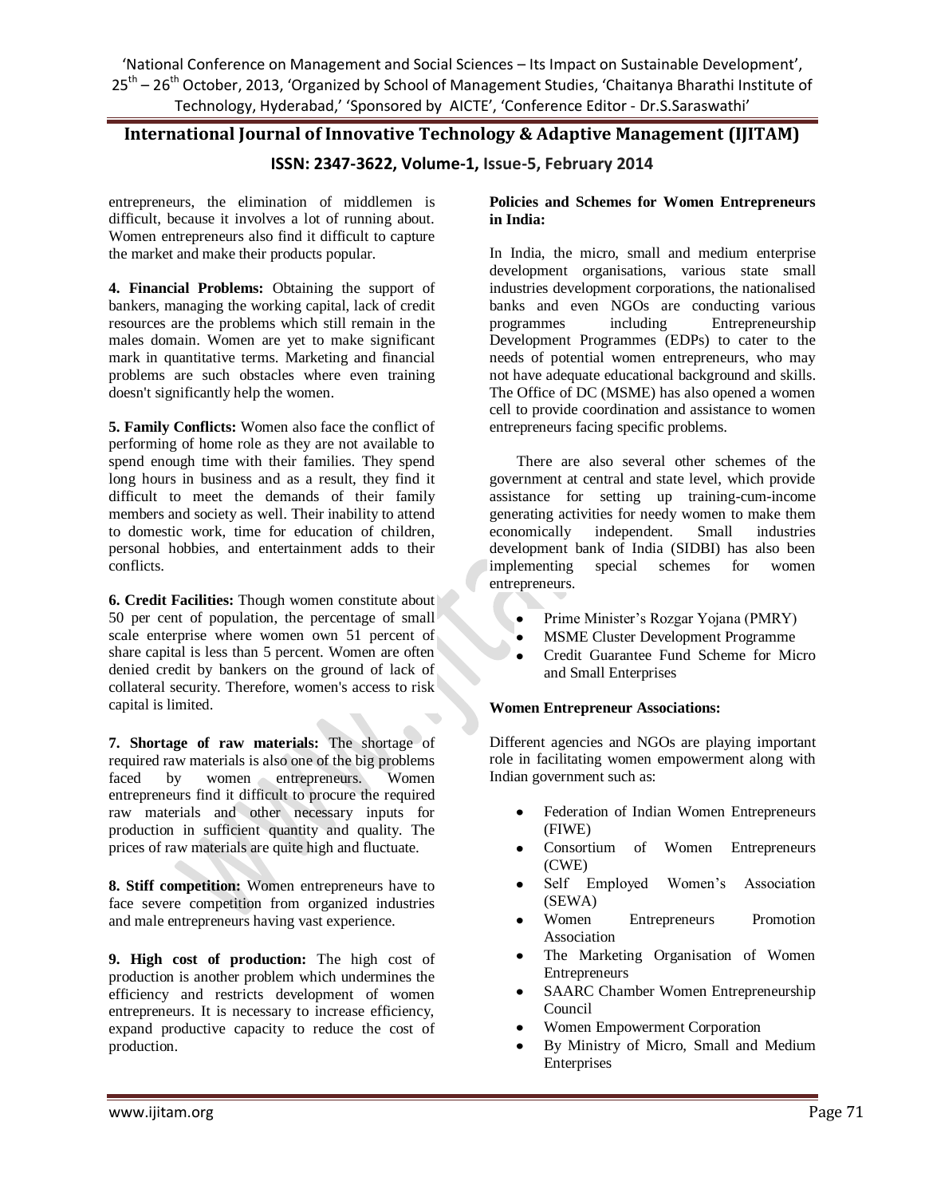entrepreneurs, the elimination of middlemen is difficult, because it involves a lot of running about. Women entrepreneurs also find it difficult to capture the market and make their products popular.

**4. Financial Problems:** Obtaining the support of bankers, managing the working capital, lack of credit resources are the problems which still remain in the males domain. Women are yet to make significant mark in quantitative terms. Marketing and financial problems are such obstacles where even training doesn't significantly help the women.

**5. Family Conflicts:** Women also face the conflict of performing of home role as they are not available to spend enough time with their families. They spend long hours in business and as a result, they find it difficult to meet the demands of their family members and society as well. Their inability to attend to domestic work, time for education of children, personal hobbies, and entertainment adds to their conflicts.

**6. Credit Facilities:** Though women constitute about 50 per cent of population, the percentage of small scale enterprise where women own 51 percent of share capital is less than 5 percent. Women are often denied credit by bankers on the ground of lack of collateral security. Therefore, women's access to risk capital is limited.

**7. Shortage of raw materials:** The shortage of required raw materials is also one of the big problems faced by women entrepreneurs. Women entrepreneurs find it difficult to procure the required raw materials and other necessary inputs for production in sufficient quantity and quality. The prices of raw materials are quite high and fluctuate.

**8. Stiff competition:** Women entrepreneurs have to face severe competition from organized industries and male entrepreneurs having vast experience.

**9. High cost of production:** The high cost of production is another problem which undermines the efficiency and restricts development of women entrepreneurs. It is necessary to increase efficiency, expand productive capacity to reduce the cost of production.

**Policies and Schemes for Women Entrepreneurs in India:**

In India, the micro, small and medium enterprise development organisations, various state small industries development corporations, the nationalised banks and even NGOs are conducting various programmes including Entrepreneurship Development Programmes (EDPs) to cater to the needs of potential women entrepreneurs, who may not have adequate educational background and skills. The Office of DC (MSME) has also opened a women cell to provide coordination and assistance to women entrepreneurs facing specific problems.

There are also several other schemes of the government at central and state level, which provide assistance for setting up training-cum-income generating activities for needy women to make them economically independent. Small industries development bank of India (SIDBI) has also been implementing special schemes for women entrepreneurs.

- Prime Minister's Rozgar Yojana (PMRY)
- MSME Cluster Development Programme
- Credit Guarantee Fund Scheme for Micro and Small Enterprises

**Women Entrepreneur Associations:**

Different agencies and NGOs are playing important role in facilitating women empowerment along with Indian government such as:

- Federation of Indian Women Entrepreneurs (FIWE)
- Consortium of Women Entrepreneurs (CWE)
- Self Employed Women's Association (SEWA)
- Women Entrepreneurs Promotion Association
- The Marketing Organisation of Women Entrepreneurs
- SAARC Chamber Women Entrepreneurship Council
- Women Empowerment Corporation
- By Ministry of Micro, Small and Medium Enterprises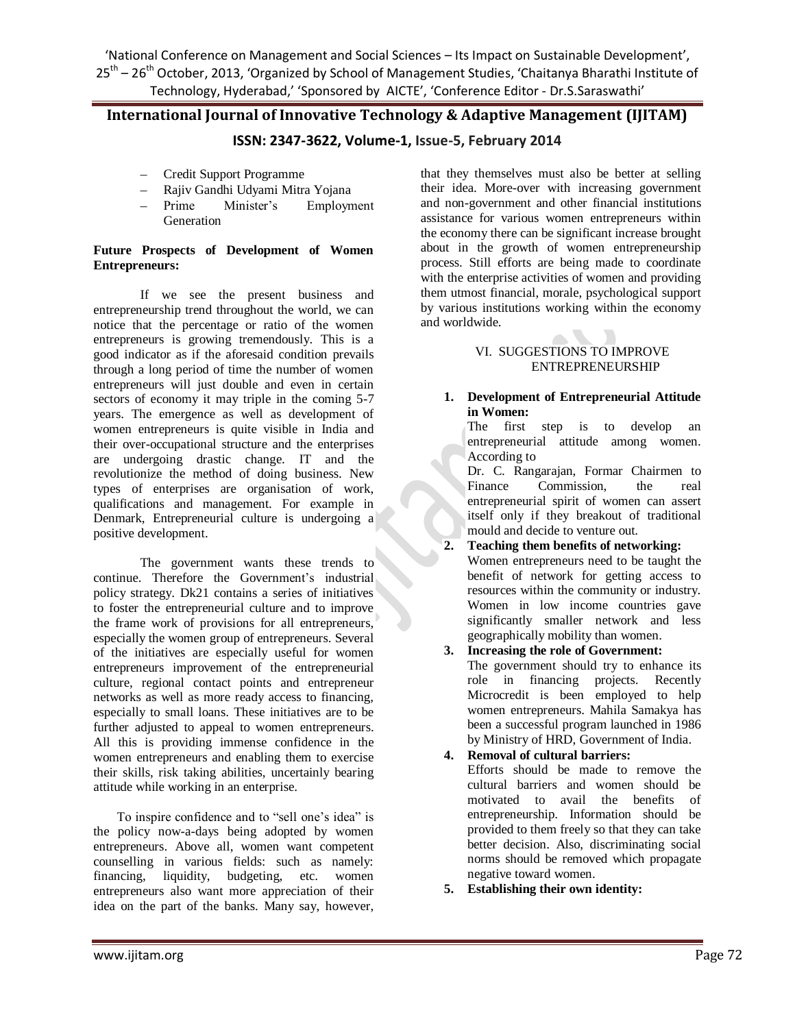- Credit Support Programme
- Rajiv Gandhi Udyami Mitra Yojana
- Prime Minister's Employment Generation

**Future Prospects of Development of Women Entrepreneurs:**

If we see the present business and entrepreneurship trend throughout the world, we can notice that the percentage or ratio of the women entrepreneurs is growing tremendously. This is a good indicator as if the aforesaid condition prevails through a long period of time the number of women entrepreneurs will just double and even in certain sectors of economy it may triple in the coming 5-7 years. The emergence as well as development of women entrepreneurs is quite visible in India and their over-occupational structure and the enterprises are undergoing drastic change. IT and the revolutionize the method of doing business. New types of enterprises are organisation of work, qualifications and management. For example in Denmark, Entrepreneurial culture is undergoing a positive development.

The government wants these trends to continue. Therefore the Government's industrial policy strategy. Dk21 contains a series of initiatives to foster the entrepreneurial culture and to improve the frame work of provisions for all entrepreneurs, especially the women group of entrepreneurs. Several of the initiatives are especially useful for women entrepreneurs improvement of the entrepreneurial culture, regional contact points and entrepreneur networks as well as more ready access to financing, especially to small loans. These initiatives are to be further adjusted to appeal to women entrepreneurs. All this is providing immense confidence in the women entrepreneurs and enabling them to exercise their skills, risk taking abilities, uncertainly bearing attitude while working in an enterprise.

To inspire confidence and to "sell one's idea" is the policy now-a-days being adopted by women entrepreneurs. Above all, women want competent counselling in various fields: such as namely: financing, liquidity, budgeting, etc. women entrepreneurs also want more appreciation of their idea on the part of the banks. Many say, however, that they themselves must also be better at selling their idea. More-over with increasing government and non-government and other financial institutions assistance for various women entrepreneurs within the economy there can be significant increase brought about in the growth of women entrepreneurship process. Still efforts are being made to coordinate with the enterprise activities of women and providing them utmost financial, morale, psychological support by various institutions working within the economy and worldwide.

## VI. SUGGESTIONS TO IMPROVE ENTREPRENEURSHIP

1. **Development of Entrepreneurial Attitude in Women:**
   The first step is to develop an entrepreneurial attitude among women. According to
   Dr. C. Rangarajan, Formar Chairmen to Finance Commission, the real entrepreneurial spirit of women can assert itself only if they breakout of traditional mould and decide to venture out.
2. **Teaching them benefits of networking:**
   Women entrepreneurs need to be taught the benefit of network for getting access to resources within the community or industry. Women in low income countries gave significantly smaller network and less geographically mobility than women.
3. **Increasing the role of Government:**
   The government should try to enhance its role in financing projects. Recently Microcredit is been employed to help women entrepreneurs. Mahila Samakya has been a successful program launched in 1986 by Ministry of HRD, Government of India.
4. **Removal of cultural barriers:**
   Efforts should be made to remove the cultural barriers and women should be motivated to avail the benefits of entrepreneurship. Information should be provided to them freely so that they can take better decision. Also, discriminating social norms should be removed which propagate negative toward women.
5. **Establishing their own identity:**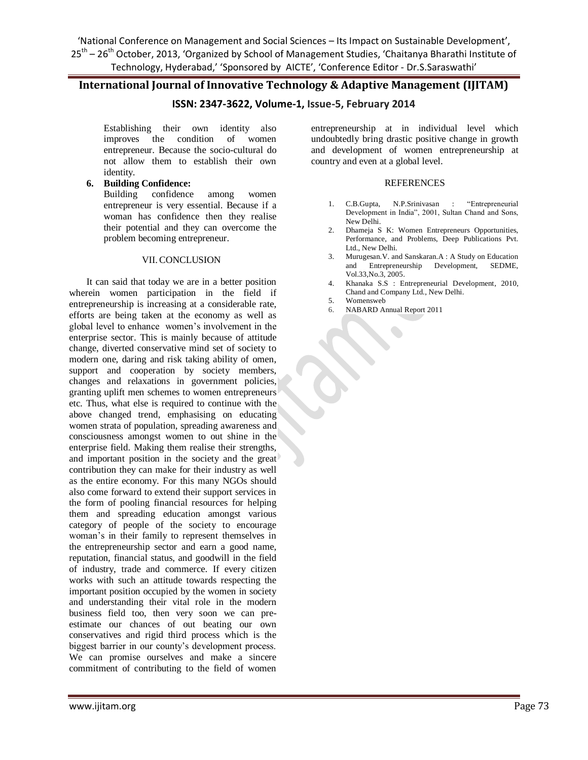Establishing their own identity also improves the condition of women entrepreneur. Because the socio-cultural do not allow them to establish their own identity.

6. **Building Confidence:**
   Building confidence among women entrepreneur is very essential. Because if a woman has confidence then they realise their potential and they can overcome the problem becoming entrepreneur.

## VII. CONCLUSION

It can said that today we are in a better position wherein women participation in the field if entrepreneurship is increasing at a considerable rate, efforts are being taken at the economy as well as global level to enhance women's involvement in the enterprise sector. This is mainly because of attitude change, diverted conservative mind set of society to modern one, daring and risk taking ability of omen, support and cooperation by society members, changes and relaxations in government policies, granting uplift men schemes to women entrepreneurs etc. Thus, what else is required to continue with the above changed trend, emphasising on educating women strata of population, spreading awareness and consciousness amongst women to out shine in the enterprise field. Making them realise their strengths, and important position in the society and the great contribution they can make for their industry as well as the entire economy. For this many NGOs should also come forward to extend their support services in the form of pooling financial resources for helping them and spreading education amongst various category of people of the society to encourage woman's in their family to represent themselves in the entrepreneurship sector and earn a good name, reputation, financial status, and goodwill in the field of industry, trade and commerce. If every citizen works with such an attitude towards respecting the important position occupied by the women in society and understanding their vital role in the modern business field too, then very soon we can pre-estimate our chances of out beating our own conservatives and rigid third process which is the biggest barrier in our county's development process. We can promise ourselves and make a sincere commitment of contributing to the field of women entrepreneurship at in individual level which undoubtedly bring drastic positive change in growth and development of women entrepreneurship at country and even at a global level.

## REFERENCES

1. C.B.Gupta, N.P.Srinivasan : "Entrepreneurial Development in India", 2001, Sultan Chand and Sons, New Delhi.
2. Dhameja S K: Women Entrepreneurs Opportunities, Performance, and Problems, Deep Publications Pvt. Ltd., New Delhi.
3. Murugesan.V. and Sanskaran.A : A Study on Education and Entrepreneurship Development, SEDME, Vol.33,No.3, 2005.
4. Khanaka S.S : Entrepreneurial Development, 2010, Chand and Company Ltd., New Delhi.
5. Womensweb
6. NABARD Annual Report 2011